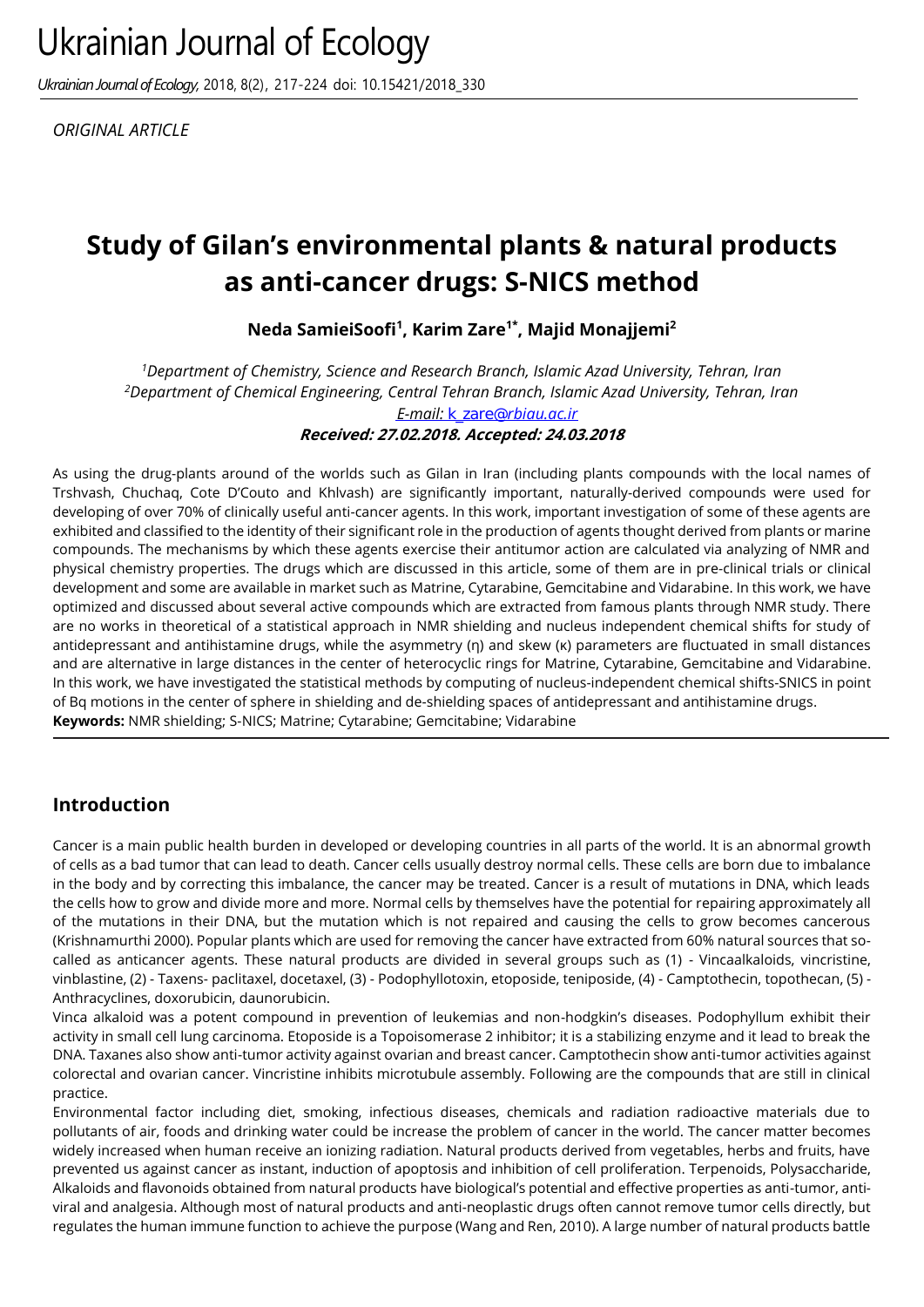ORIGINAL ARTICLE

# Study of Gilan's environmental plants & natural products as anti-cancer drugs: S-NICS method

**Neda SamieiSoofi[1], Karim Zare[1*], Majid Monajjemi[2]**

*[1]Department of Chemistry, Science and Research Branch, Islamic Azad University, Tehran, Iran*
*[2]Department of Chemical Engineering, Central Tehran Branch, Islamic Azad University, Tehran, Iran*
*E-mail: k_zare@rbiau.ac.ir*

***Received: 27.02.2018. Accepted: 24.03.2018***

As using the drug-plants around of the worlds such as Gilan in Iran (including plants compounds with the local names of Trshvash, Chuchaq, Cote D'Couto and Khlvash) are significantly important, naturally-derived compounds were used for developing of over 70% of clinically useful anti-cancer agents. In this work, important investigation of some of these agents are exhibited and classified to the identity of their significant role in the production of agents thought derived from plants or marine compounds. The mechanisms by which these agents exercise their antitumor action are calculated via analyzing of NMR and physical chemistry properties. The drugs which are discussed in this article, some of them are in pre-clinical trials or clinical development and some are available in market such as Matrine, Cytarabine, Gemcitabine and Vidarabine. In this work, we have optimized and discussed about several active compounds which are extracted from famous plants through NMR study. There are no works in theoretical of a statistical approach in NMR shielding and nucleus independent chemical shifts for study of antidepressant and antihistamine drugs, while the asymmetry (η) and skew (κ) parameters are fluctuated in small distances and are alternative in large distances in the center of heterocyclic rings for Matrine, Cytarabine, Gemcitabine and Vidarabine. In this work, we have investigated the statistical methods by computing of nucleus-independent chemical shifts-SNICS in point of Bq motions in the center of sphere in shielding and de-shielding spaces of antidepressant and antihistamine drugs.

**Keywords:** NMR shielding; S-NICS; Matrine; Cytarabine; Gemcitabine; Vidarabine

## Introduction

Cancer is a main public health burden in developed or developing countries in all parts of the world. It is an abnormal growth of cells as a bad tumor that can lead to death. Cancer cells usually destroy normal cells. These cells are born due to imbalance in the body and by correcting this imbalance, the cancer may be treated. Cancer is a result of mutations in DNA, which leads the cells how to grow and divide more and more. Normal cells by themselves have the potential for repairing approximately all of the mutations in their DNA, but the mutation which is not repaired and causing the cells to grow becomes cancerous (Krishnamurthi 2000). Popular plants which are used for removing the cancer have extracted from 60% natural sources that so-called as anticancer agents. These natural products are divided in several groups such as (1) - Vincaalkaloids, vincristine, vinblastine, (2) - Taxens- paclitaxel, docetaxel, (3) - Podophyllotoxin, etoposide, teniposide, (4) - Camptothecin, topothecan, (5) - Anthracyclines, doxorubicin, daunorubicin.

Vinca alkaloid was a potent compound in prevention of leukemias and non-hodgkin's diseases. Podophyllum exhibit their activity in small cell lung carcinoma. Etoposide is a Topoisomerase 2 inhibitor; it is a stabilizing enzyme and it lead to break the DNA. Taxanes also show anti-tumor activity against ovarian and breast cancer. Camptothecin show anti-tumor activities against colorectal and ovarian cancer. Vincristine inhibits microtubule assembly. Following are the compounds that are still in clinical practice.

Environmental factor including diet, smoking, infectious diseases, chemicals and radiation radioactive materials due to pollutants of air, foods and drinking water could be increase the problem of cancer in the world. The cancer matter becomes widely increased when human receive an ionizing radiation. Natural products derived from vegetables, herbs and fruits, have prevented us against cancer as instant, induction of apoptosis and inhibition of cell proliferation. Terpenoids, Polysaccharide, Alkaloids and flavonoids obtained from natural products have biological's potential and effective properties as anti-tumor, anti-viral and analgesia. Although most of natural products and anti-neoplastic drugs often cannot remove tumor cells directly, but regulates the human immune function to achieve the purpose (Wang and Ren, 2010). A large number of natural products battle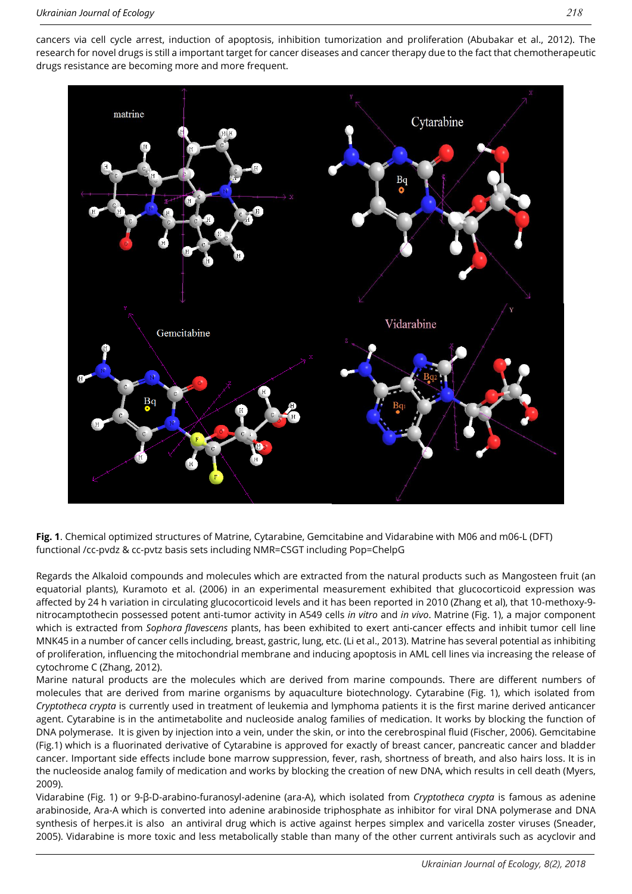cancers via cell cycle arrest, induction of apoptosis, inhibition tumorization and proliferation (Abubakar et al., 2012). The research for novel drugs is still a important target for cancer diseases and cancer therapy due to the fact that chemotherapeutic drugs resistance are becoming more and more frequent.

**Fig. 1**. Chemical optimized structures of Matrine, Cytarabine, Gemcitabine and Vidarabine with M06 and m06-L (DFT) functional /cc-pvdz & cc-pvtz basis sets including NMR=CSGT including Pop=ChelpG

Regards the Alkaloid compounds and molecules which are extracted from the natural products such as Mangosteen fruit (an equatorial plants), Kuramoto et al. (2006) in an experimental measurement exhibited that glucocorticoid expression was affected by 24 h variation in circulating glucocorticoid levels and it has been reported in 2010 (Zhang et al), that 10-methoxy-9-nitrocamptothecin possessed potent anti-tumor activity in A549 cells *in vitro* and *in vivo*. Matrine (Fig. 1), a major component which is extracted from *Sophora flavescens* plants, has been exhibited to exert anti-cancer effects and inhibit tumor cell line MNK45 in a number of cancer cells including, breast, gastric, lung, etc. (Li et al., 2013). Matrine has several potential as inhibiting of proliferation, influencing the mitochondrial membrane and inducing apoptosis in AML cell lines via increasing the release of cytochrome C (Zhang, 2012).

Marine natural products are the molecules which are derived from marine compounds. There are different numbers of molecules that are derived from marine organisms by aquaculture biotechnology. Cytarabine (Fig. 1), which isolated from *Cryptotheca crypta* is currently used in treatment of leukemia and lymphoma patients it is the first marine derived anticancer agent. Cytarabine is in the antimetabolite and nucleoside analog families of medication. It works by blocking the function of DNA polymerase. It is given by injection into a vein, under the skin, or into the cerebrospinal fluid (Fischer, 2006). Gemcitabine (Fig.1) which is a fluorinated derivative of Cytarabine is approved for exactly of breast cancer, pancreatic cancer and bladder cancer. Important side effects include bone marrow suppression, fever, rash, shortness of breath, and also hairs loss. It is in the nucleoside analog family of medication and works by blocking the creation of new DNA, which results in cell death (Myers, 2009).

Vidarabine (Fig. 1) or 9-β-D-arabino-furanosyl-adenine (ara-A), which isolated from *Cryptotheca crypta* is famous as adenine arabinoside, Ara-A which is converted into adenine arabinoside triphosphate as inhibitor for viral DNA polymerase and DNA synthesis of herpes.it is also an antiviral drug which is active against herpes simplex and varicella zoster viruses (Sneader, 2005). Vidarabine is more toxic and less metabolically stable than many of the other current antivirals such as acyclovir and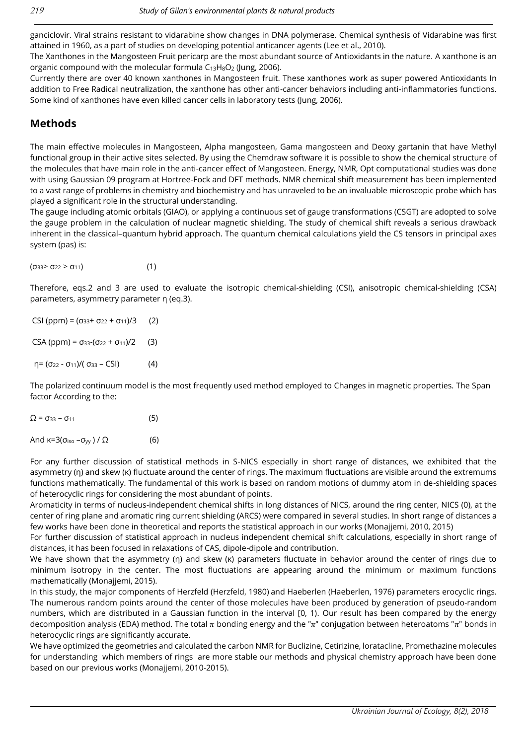ganciclovir. Viral strains resistant to vidarabine show changes in DNA polymerase. Chemical synthesis of Vidarabine was first attained in 1960, as a part of studies on developing potential anticancer agents (Lee et al., 2010).

The Xanthones in the Mangosteen Fruit pericarp are the most abundant source of Antioxidants in the nature. A xanthone is an organic compound with the molecular formula $C_{13}H_8O_2$ (Jung, 2006).

Currently there are over 40 known xanthones in Mangosteen fruit. These xanthones work as super powered Antioxidants In addition to Free Radical neutralization, the xanthone has other anti-cancer behaviors including anti-inflammatories functions. Some kind of xanthones have even killed cancer cells in laboratory tests (Jung, 2006).

## Methods

The main effective molecules in Mangosteen, Alpha mangosteen, Gama mangosteen and Deoxy gartanin that have Methyl functional group in their active sites selected. By using the Chemdraw software it is possible to show the chemical structure of the molecules that have main role in the anti-cancer effect of Mangosteen. Energy, NMR, Opt computational studies was done with using Gaussian 09 program at Hortree-Fock and DFT methods. NMR chemical shift measurement has been implemented to a vast range of problems in chemistry and biochemistry and has unraveled to be an invaluable microscopic probe which has played a significant role in the structural understanding.

The gauge including atomic orbitals (GIAO), or applying a continuous set of gauge transformations (CSGT) are adopted to solve the gauge problem in the calculation of nuclear magnetic shielding. The study of chemical shift reveals a serious drawback inherent in the classical–quantum hybrid approach. The quantum chemical calculations yield the CS tensors in principal axes system (pas) is:

$$(\sigma_{33} > \sigma_{22} > \sigma_{11}) \qquad (1)$$

Therefore, eqs.2 and 3 are used to evaluate the isotropic chemical-shielding (CSI), anisotropic chemical-shielding (CSA) parameters, asymmetry parameter η (eq.3).

$$\text{CSI (ppm)} = (\sigma_{33} + \sigma_{22} + \sigma_{11})/3 \qquad (2)$$

$$\text{CSA (ppm)} = \sigma_{33} - (\sigma_{22} + \sigma_{11})/2 \qquad (3)$$

$$\eta = (\sigma_{22} - \sigma_{11})/(\sigma_{33} - \text{CSI}) \qquad (4)$$

The polarized continuum model is the most frequently used method employed to Changes in magnetic properties. The Span factor According to the:

$$\Omega = \sigma_{33} - \sigma_{11} \qquad (5)$$

$$\text{And } \kappa = 3(\sigma_{iso} - \sigma_{yy}) / \Omega \qquad (6)$$

For any further discussion of statistical methods in S-NICS especially in short range of distances, we exhibited that the asymmetry (η) and skew (κ) fluctuate around the center of rings. The maximum fluctuations are visible around the extremums functions mathematically. The fundamental of this work is based on random motions of dummy atom in de-shielding spaces of heterocyclic rings for considering the most abundant of points.

Aromaticity in terms of nucleus-independent chemical shifts in long distances of NICS, around the ring center, NICS (0), at the center of ring plane and aromatic ring current shielding (ARCS) were compared in several studies. In short range of distances a few works have been done in theoretical and reports the statistical approach in our works (Monajjemi, 2010, 2015)

For further discussion of statistical approach in nucleus independent chemical shift calculations, especially in short range of distances, it has been focused in relaxations of CAS, dipole-dipole and contribution.

We have shown that the asymmetry (η) and skew (κ) parameters fluctuate in behavior around the center of rings due to minimum isotropy in the center. The most fluctuations are appearing around the minimum or maximum functions mathematically (Monajjemi, 2015).

In this study, the major components of Herzfeld (Herzfeld, 1980) and Haeberlen (Haeberlen, 1976) parameters erocyclic rings. The numerous random points around the center of those molecules have been produced by generation of pseudo-random numbers, which are distributed in a Gaussian function in the interval [0, 1). Our result has been compared by the energy decomposition analysis (EDA) method. The total $\pi$ bonding energy and the "$\pi$" conjugation between heteroatoms "$\pi$" bonds in heterocyclic rings are significantly accurate.

We have optimized the geometries and calculated the carbon NMR for Buclizine, Cetirizine, loratacline, Promethazine molecules for understanding which members of rings are more stable our methods and physical chemistry approach have been done based on our previous works (Monajjemi, 2010-2015).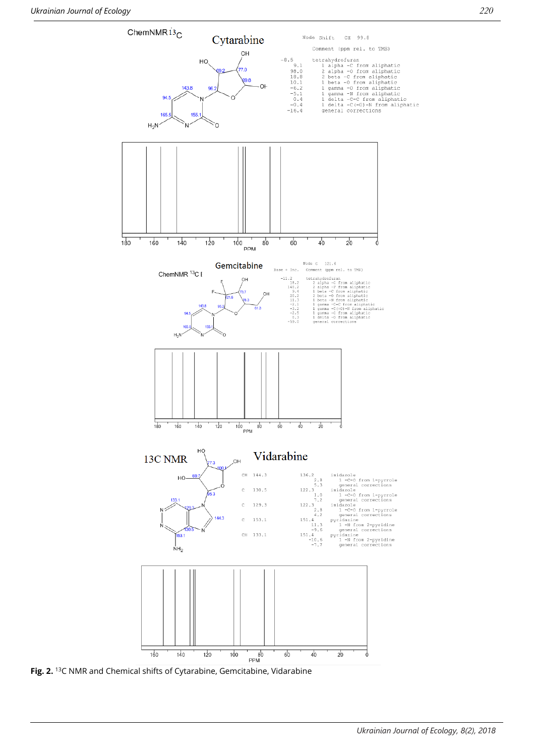ChemNMR 13C

Cytarabine

Node Shift CH 99.8

Comment (ppm rel. to TMS)

-8.5 tetrahydrofuran
9.1 1 alpha -C from aliphatic
98.0 2 alpha -O from aliphatic
18.8 2 beta -C from aliphatic
10.1 1 beta -O from aliphatic
-6.2 1 gamma -O from aliphatic
-5.1 1 gamma -N from aliphatic
0.4 1 delta -C-C from aliphatic
-0.4 1 delta -C(=O)-N from aliphatic
-16.4 general corrections

180 160 140 120 100 80 60 40 20 0
PPM

Gemcitabine

ChemNMR 13C

Node C 121.6

Base + Inc. Comment (ppm rel. to TMS)

-11.2 tetrahydrofuran
18.2 2 alpha -C from aliphatic
140.2 2 alpha -F from aliphatic
9.4 1 beta -C from aliphatic
20.2 2 beta -O from aliphatic
11.3 1 beta -N from aliphatic
-2.1 1 gamma -C=C from aliphatic
-3.2 1 gamma -C(=O)-N from aliphatic
-2.5 1 gamma -C from aliphatic
0.3 1 delta -O from aliphatic
-59.0 general corrections

180 160 140 120 100 80 60 40 20 0
PPM

13C NMR

Vidarabine

CH 144.3 136.2 imidazole
2.8 1 -C-O from 1-pyrrole
5.3 general corrections
C 130.5 122.3 imidazole
1.0 1 -C-O from 1-pyrrole
7.2 general corrections
C 129.3 122.3 imidazole
2.8 1 -C-O from 1-pyrrole
4.2 general corrections
C 153.1 151.4 pyridazine
11.3 1 -N from 2-pyridine
-9.6 general corrections
CH 133.1 151.4 pyridazine
-10.6 1 -N from 2-pyridine
-7.7 general corrections

160 140 120 100 80 60 40 20 0
PPM

**Fig. 2.** $^{13}C$ NMR and Chemical shifts of Cytarabine, Gemcitabine, Vidarabine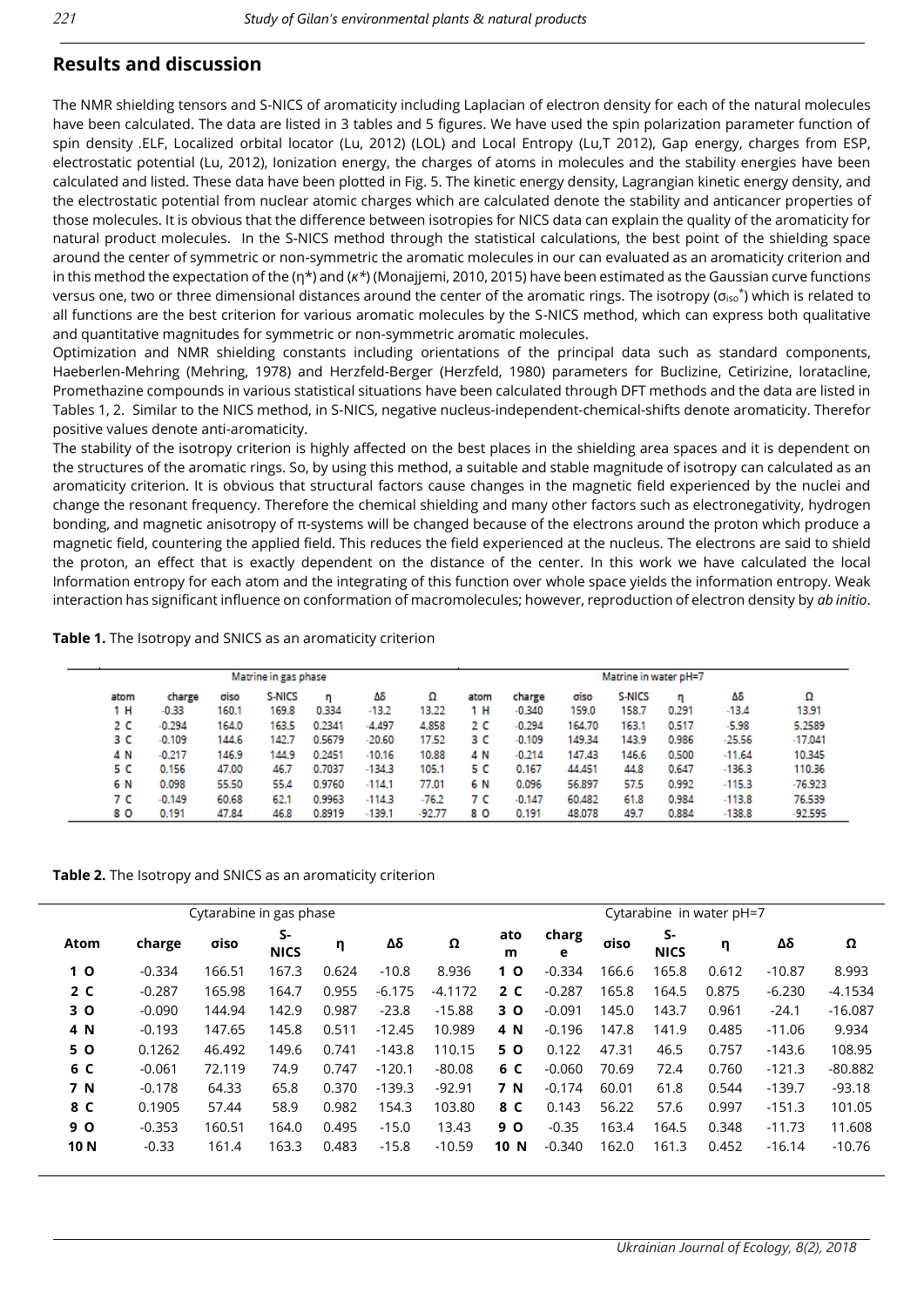## Results and discussion

The NMR shielding tensors and S-NICS of aromaticity including Laplacian of electron density for each of the natural molecules have been calculated. The data are listed in 3 tables and 5 figures. We have used the spin polarization parameter function of spin density .ELF, Localized orbital locator (Lu, 2012) (LOL) and Local Entropy (Lu,T 2012), Gap energy, charges from ESP, electrostatic potential (Lu, 2012), Ionization energy, the charges of atoms in molecules and the stability energies have been calculated and listed. These data have been plotted in Fig. 5. The kinetic energy density, Lagrangian kinetic energy density, and the electrostatic potential from nuclear atomic charges which are calculated denote the stability and anticancer properties of those molecules. It is obvious that the difference between isotropies for NICS data can explain the quality of the aromaticity for natural product molecules. In the S-NICS method through the statistical calculations, the best point of the shielding space around the center of symmetric or non-symmetric the aromatic molecules in our can evaluated as an aromaticity criterion and in this method the expectation of the (η\*) and (*κ\**) (Monajjemi, 2010, 2015) have been estimated as the Gaussian curve functions versus one, two or three dimensional distances around the center of the aromatic rings. The isotropy ($\sigma_{iso}^{*}$) which is related to all functions are the best criterion for various aromatic molecules by the S-NICS method, which can express both qualitative and quantitative magnitudes for symmetric or non-symmetric aromatic molecules.

Optimization and NMR shielding constants including orientations of the principal data such as standard components, Haeberlen-Mehring (Mehring, 1978) and Herzfeld-Berger (Herzfeld, 1980) parameters for Buclizine, Cetirizine, loratacline, Promethazine compounds in various statistical situations have been calculated through DFT methods and the data are listed in Tables 1, 2. Similar to the NICS method, in S-NICS, negative nucleus-independent-chemical-shifts denote aromaticity. Therefor positive values denote anti-aromaticity.

The stability of the isotropy criterion is highly affected on the best places in the shielding area spaces and it is dependent on the structures of the aromatic rings. So, by using this method, a suitable and stable magnitude of isotropy can calculated as an aromaticity criterion. It is obvious that structural factors cause changes in the magnetic field experienced by the nuclei and change the resonant frequency. Therefore the chemical shielding and many other factors such as electronegativity, hydrogen bonding, and magnetic anisotropy of π-systems will be changed because of the electrons around the proton which produce a magnetic field, countering the applied field. This reduces the field experienced at the nucleus. The electrons are said to shield the proton, an effect that is exactly dependent on the distance of the center. In this work we have calculated the local Information entropy for each atom and the integrating of this function over whole space yields the information entropy. Weak interaction has significant influence on conformation of macromolecules; however, reproduction of electron density by *ab initio*.

**Table 1.** The Isotropy and SNICS as an aromaticity criterion

| Matrine in gas phase | | | | | | | Matrine in water pH=7 | | | | | | |
|---|---|---|---|---|---|---|---|---|---|---|---|---|---|
| atom | charge | σiso | S-NICS | η | Δδ | Ω | atom | charge | σiso | S-NICS | η | Δδ | Ω |
| 1 H | -0.33 | 160.1 | 169.8 | 0.334 | -13.2 | 13.22 | 1 H | -0.340 | 159.0 | 158.7 | 0.291 | -13.4 | 13.91 |
| 2 C | -0.294 | 164.0 | 163.5 | 0.2341 | -4.497 | 4.858 | 2 C | -0.294 | 164.70 | 163.1 | 0.517 | -5.98 | 5.2589 |
| 3 C | -0.109 | 144.6 | 142.7 | 0.5679 | -20.60 | 17.52 | 3 C | -0.109 | 149.34 | 143.9 | 0.986 | -25.56 | -17.041 |
| 4 N | -0.217 | 146.9 | 144.9 | 0.2451 | -10.16 | 10.88 | 4 N | -0.214 | 147.43 | 146.6 | 0.500 | -11.64 | 10.345 |
| 5 C | 0.156 | 47.00 | 46.7 | 0.7037 | -134.3 | 105.1 | 5 C | 0.167 | 44.451 | 44.8 | 0.647 | -136.3 | 110.36 |
| 6 N | 0.098 | 55.50 | 55.4 | 0.9760 | -114.1 | 77.01 | 6 N | 0.096 | 56.897 | 57.5 | 0.992 | -115.3 | -76.923 |
| 7 C | -0.149 | 60.68 | 62.1 | 0.9963 | -114.3 | -76.2 | 7 C | -0.147 | 60.482 | 61.8 | 0.984 | -113.8 | 76.539 |
| 8 O | 0.191 | 47.84 | 46.8 | 0.8919 | -139.1 | -92.77 | 8 O | 0.191 | 48.078 | 49.7 | 0.884 | -138.8 | -92.595 |

**Table 2.** The Isotropy and SNICS as an aromaticity criterion

| Cytarabine in gas phase | | | | | | | Cytarabine in water pH=7 | | | | | | |
|---|---|---|---|---|---|---|---|---|---|---|---|---|---|
| Atom | charge | σiso | S-NICS | η | Δδ | Ω | atom | charge | σiso | S-NICS | η | Δδ | Ω |
| 1 O | -0.334 | 166.51 | 167.3 | 0.624 | -10.8 | 8.936 | 1 O | -0.334 | 166.6 | 165.8 | 0.612 | -10.87 | 8.993 |
| 2 C | -0.287 | 165.98 | 164.7 | 0.955 | -6.175 | -4.1172 | 2 C | -0.287 | 165.8 | 164.5 | 0.875 | -6.230 | -4.1534 |
| 3 O | -0.090 | 144.94 | 142.9 | 0.987 | -23.8 | -15.88 | 3 O | -0.091 | 145.0 | 143.7 | 0.961 | -24.1 | -16.087 |
| 4 N | -0.193 | 147.65 | 145.8 | 0.511 | -12.45 | 10.989 | 4 N | -0.196 | 147.8 | 141.9 | 0.485 | -11.06 | 9.934 |
| 5 O | 0.1262 | 46.492 | 149.6 | 0.741 | -143.8 | 110.15 | 5 O | 0.122 | 47.31 | 46.5 | 0.757 | -143.6 | 108.95 |
| 6 C | -0.061 | 72.119 | 74.9 | 0.747 | -120.1 | -80.08 | 6 C | -0.060 | 70.69 | 72.4 | 0.760 | -121.3 | -80.882 |
| 7 N | -0.178 | 64.33 | 65.8 | 0.370 | -139.3 | -92.91 | 7 N | -0.174 | 60.01 | 61.8 | 0.544 | -139.7 | -93.18 |
| 8 C | 0.1905 | 57.44 | 58.9 | 0.982 | 154.3 | 103.80 | 8 C | 0.143 | 56.22 | 57.6 | 0.997 | -151.3 | 101.05 |
| 9 O | -0.353 | 160.51 | 164.0 | 0.495 | -15.0 | 13.43 | 9 O | -0.35 | 163.4 | 164.5 | 0.348 | -11.73 | 11.608 |
| 10 N | -0.33 | 161.4 | 163.3 | 0.483 | -15.8 | -10.59 | 10 N | -0.340 | 162.0 | 161.3 | 0.452 | -16.14 | -10.76 |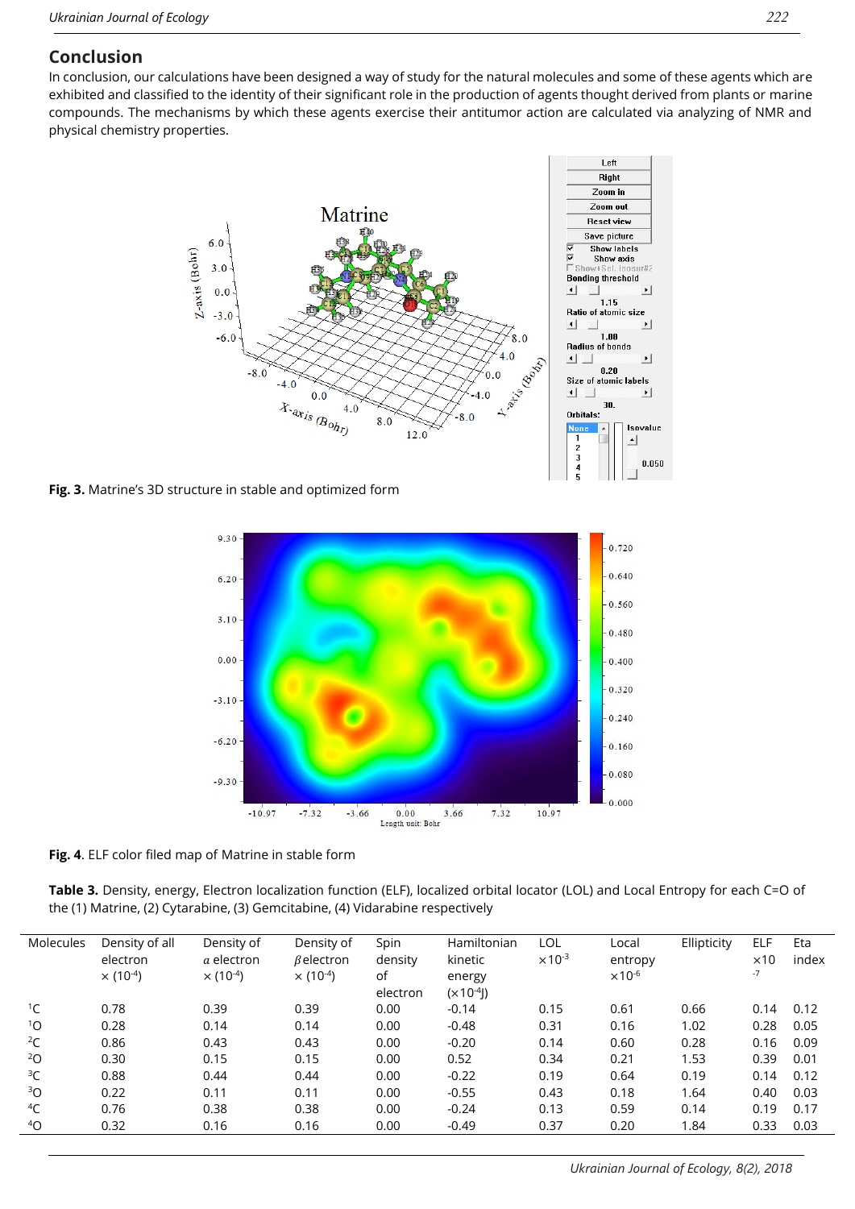## Conclusion

In conclusion, our calculations have been designed a way of study for the natural molecules and some of these agents which are exhibited and classified to the identity of their significant role in the production of agents thought derived from plants or marine compounds. The mechanisms by which these agents exercise their antitumor action are calculated via analyzing of NMR and physical chemistry properties.

Matrine

**Fig. 3.** Matrine's 3D structure in stable and optimized form

**Fig. 4**. ELF color filed map of Matrine in stable form

**Table 3.** Density, energy, Electron localization function (ELF), localized orbital locator (LOL) and Local Entropy for each C=O of the (1) Matrine, (2) Cytarabine, (3) Gemcitabine, (4) Vidarabine respectively

| Molecules | Density of all electron $\times (10^{-4})$ | Density of $\alpha$ electron $\times (10^{-4})$ | Density of $\beta$ electron $\times (10^{-4})$ | Spin density of electron | Hamiltonian kinetic energy $(\times 10^{-4}$J) | LOL $\times 10^{-3}$ | Local entropy $\times 10^{-6}$ | Ellipticity | ELF $\times 10^{-7}$ | Eta index |
|---|---|---|---|---|---|---|---|---|---|---|
| $^{1}$C | 0.78 | 0.39 | 0.39 | 0.00 | -0.14 | 0.15 | 0.61 | 0.66 | 0.14 | 0.12 |
| $^{1}$O | 0.28 | 0.14 | 0.14 | 0.00 | -0.48 | 0.31 | 0.16 | 1.02 | 0.28 | 0.05 |
| $^{2}$C | 0.86 | 0.43 | 0.43 | 0.00 | -0.20 | 0.14 | 0.60 | 0.28 | 0.16 | 0.09 |
| $^{2}$O | 0.30 | 0.15 | 0.15 | 0.00 | 0.52 | 0.34 | 0.21 | 1.53 | 0.39 | 0.01 |
| $^{3}$C | 0.88 | 0.44 | 0.44 | 0.00 | -0.22 | 0.19 | 0.64 | 0.19 | 0.14 | 0.12 |
| $^{3}$O | 0.22 | 0.11 | 0.11 | 0.00 | -0.55 | 0.43 | 0.18 | 1.64 | 0.40 | 0.03 |
| $^{4}$C | 0.76 | 0.38 | 0.38 | 0.00 | -0.24 | 0.13 | 0.59 | 0.14 | 0.19 | 0.17 |
| $^{4}$O | 0.32 | 0.16 | 0.16 | 0.00 | -0.49 | 0.37 | 0.20 | 1.84 | 0.33 | 0.03 |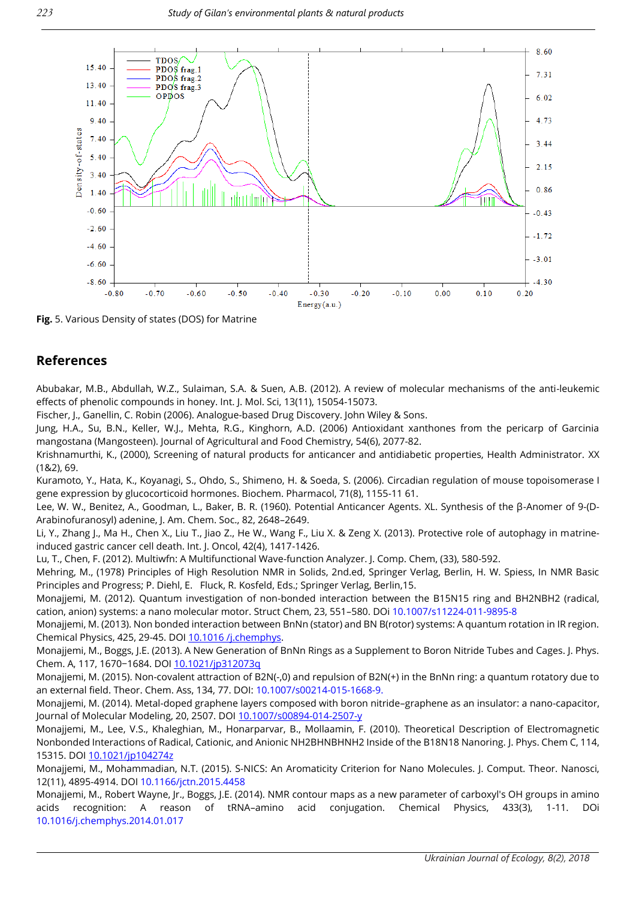TDOS
PDOS frag.1
PDOS frag.2
PDOS frag.3
OPDOS

Density-of-states

15.40
13.40
11.40
9.40
7.40
5.40
3.40
1.40
-0.60
-2.60
-4.60
-6.60
-8.60

8.60
7.31
6.02
4.73
3.44
2.15
0.86
-0.43
-1.72
-3.01
-4.30

-0.80 -0.70 -0.60 -0.50 -0.40 -0.30 -0.20 -0.10 0.00 0.10 0.20

Energy(a.u.)

**Fig.** 5. Various Density of states (DOS) for Matrine

## References

Abubakar, M.B., Abdullah, W.Z., Sulaiman, S.A. & Suen, A.B. (2012). A review of molecular mechanisms of the anti-leukemic effects of phenolic compounds in honey. Int. J. Mol. Sci, 13(11), 15054-15073.

Fischer, J., Ganellin, C. Robin (2006). Analogue-based Drug Discovery. John Wiley & Sons.

Jung, H.A., Su, B.N., Keller, W.J., Mehta, R.G., Kinghorn, A.D. (2006) Antioxidant xanthones from the pericarp of Garcinia mangostana (Mangosteen). Journal of Agricultural and Food Chemistry, 54(6), 2077-82.

Krishnamurthi, K., (2000), Screening of natural products for anticancer and antidiabetic properties, Health Administrator. XX (1&2), 69.

Kuramoto, Y., Hata, K., Koyanagi, S., Ohdo, S., Shimeno, H. & Soeda, S. (2006). Circadian regulation of mouse topoisomerase I gene expression by glucocorticoid hormones. Biochem. Pharmacol, 71(8), 1155-11 61.

Lee, W. W., Benitez, A., Goodman, L., Baker, B. R. (1960). Potential Anticancer Agents. XL. Synthesis of the β-Anomer of 9-(D-Arabinofuranosyl) adenine, J. Am. Chem. Soc., 82, 2648–2649.

Li, Y., Zhang J., Ma H., Chen X., Liu T., Jiao Z., He W., Wang F., Liu X. & Zeng X. (2013). Protective role of autophagy in matrine-induced gastric cancer cell death. Int. J. Oncol, 42(4), 1417-1426.

Lu, T., Chen, F. (2012). Multiwfn: A Multifunctional Wave-function Analyzer. J. Comp. Chem, (33), 580-592.

Mehring, M., (1978) Principles of High Resolution NMR in Solids, 2nd.ed, Springer Verlag, Berlin, H. W. Spiess, In NMR Basic Principles and Progress; P. Diehl, E. Fluck, R. Kosfeld, Eds.; Springer Verlag, Berlin,15.

Monajjemi, M. (2012). Quantum investigation of non-bonded interaction between the B15N15 ring and BH2NBH2 (radical, cation, anion) systems: a nano molecular motor. Struct Chem, 23, 551–580. DOi 10.1007/s11224-011-9895-8

Monajjemi, M. (2013). Non bonded interaction between BnNn (stator) and BN B(rotor) systems: A quantum rotation in IR region. Chemical Physics, 425, 29-45. DOI 10.1016 /j.chemphys.

Monajjemi, M., Boggs, J.E. (2013). A New Generation of BnNn Rings as a Supplement to Boron Nitride Tubes and Cages. J. Phys. Chem. A, 117, 1670−1684. DOI 10.1021/jp312073q

Monajjemi, M. (2015). Non-covalent attraction of B2N(-,0) and repulsion of B2N(+) in the BnNn ring: a quantum rotatory due to an external field. Theor. Chem. Ass, 134, 77. DOI: 10.1007/s00214-015-1668-9.

Monajjemi, M. (2014). Metal-doped graphene layers composed with boron nitride–graphene as an insulator: a nano-capacitor, Journal of Molecular Modeling, 20, 2507. DOI 10.1007/s00894-014-2507-y

Monajjemi, M., Lee, V.S., Khaleghian, M., Honarparvar, B., Mollaamin, F. (2010). Theoretical Description of Electromagnetic Nonbonded Interactions of Radical, Cationic, and Anionic NH2BHNBHNH2 Inside of the B18N18 Nanoring. J. Phys. Chem C, 114, 15315. DOI 10.1021/jp104274z

Monajjemi, M., Mohammadian, N.T. (2015). S-NICS: An Aromaticity Criterion for Nano Molecules. J. Comput. Theor. Nanosci, 12(11), 4895-4914. DOI 10.1166/jctn.2015.4458

Monajjemi, M., Robert Wayne, Jr., Boggs, J.E. (2014). NMR contour maps as a new parameter of carboxyl's OH groups in amino acids recognition: A reason of tRNA–amino acid conjugation. Chemical Physics, 433(3), 1-11. DOi 10.1016/j.chemphys.2014.01.017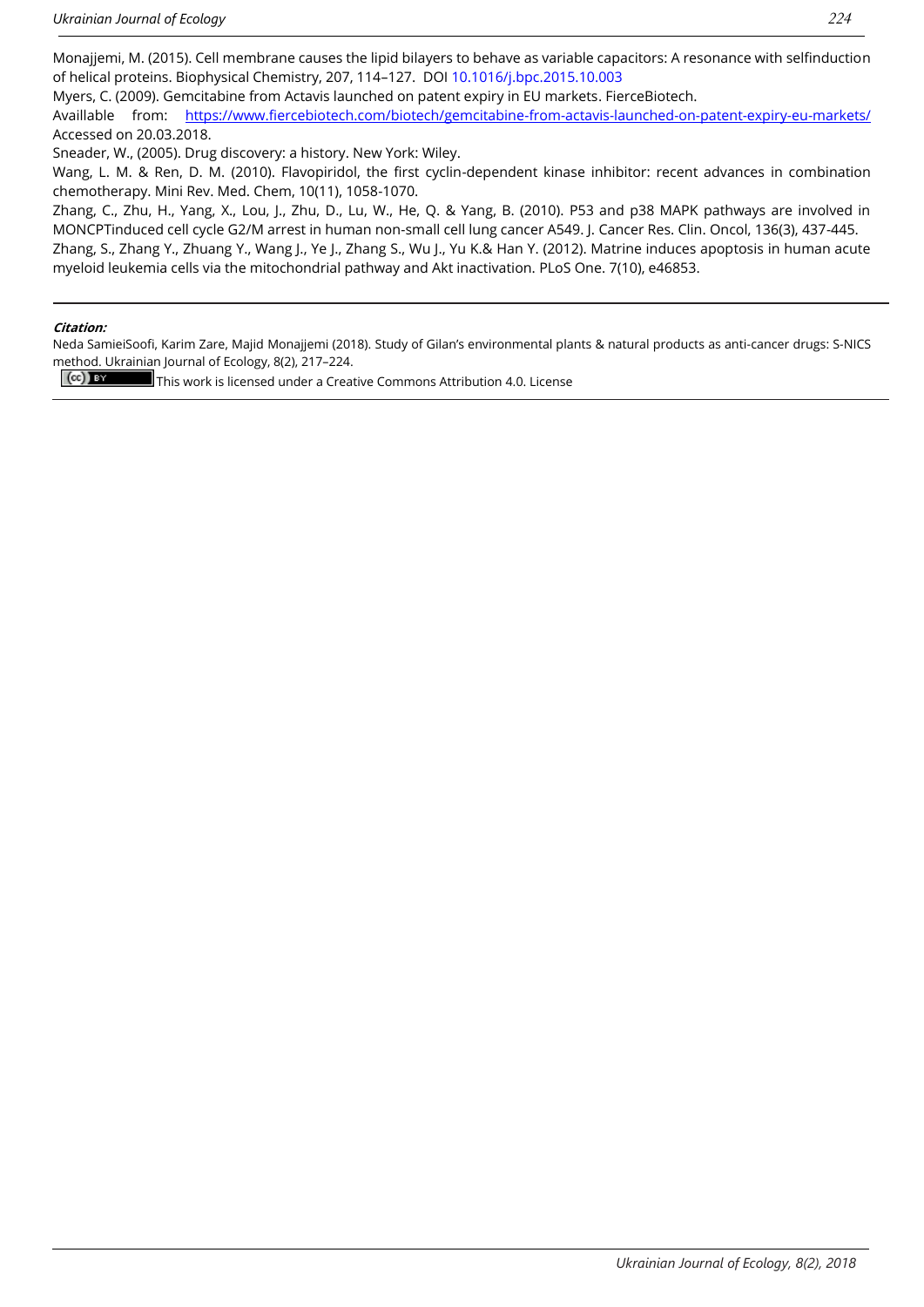Monajjemi, M. (2015). Cell membrane causes the lipid bilayers to behave as variable capacitors: A resonance with selfinduction of helical proteins. Biophysical Chemistry, 207, 114–127. DOI 10.1016/j.bpc.2015.10.003

Myers, C. (2009). Gemcitabine from Actavis launched on patent expiry in EU markets. FierceBiotech. Availlable from: https://www.fiercebiotech.com/biotech/gemcitabine-from-actavis-launched-on-patent-expiry-eu-markets/ Accessed on 20.03.2018.

Sneader, W., (2005). Drug discovery: a history. New York: Wiley.

Wang, L. M. & Ren, D. M. (2010). Flavopiridol, the first cyclin-dependent kinase inhibitor: recent advances in combination chemotherapy. Mini Rev. Med. Chem, 10(11), 1058-1070.

Zhang, C., Zhu, H., Yang, X., Lou, J., Zhu, D., Lu, W., He, Q. & Yang, B. (2010). P53 and p38 MAPK pathways are involved in MONCPTinduced cell cycle G2/M arrest in human non-small cell lung cancer A549. J. Cancer Res. Clin. Oncol, 136(3), 437-445.

Zhang, S., Zhang Y., Zhuang Y., Wang J., Ye J., Zhang S., Wu J., Yu K.& Han Y. (2012). Matrine induces apoptosis in human acute myeloid leukemia cells via the mitochondrial pathway and Akt inactivation. PLoS One. 7(10), e46853.

***Citation:***

Neda SamieiSoofi, Karim Zare, Majid Monajjemi (2018). Study of Gilan's environmental plants & natural products as anti-cancer drugs: S-NICS method. Ukrainian Journal of Ecology, 8(2), 217–224.

(cc) BY This work is licensed under a Creative Commons Attribution 4.0. License